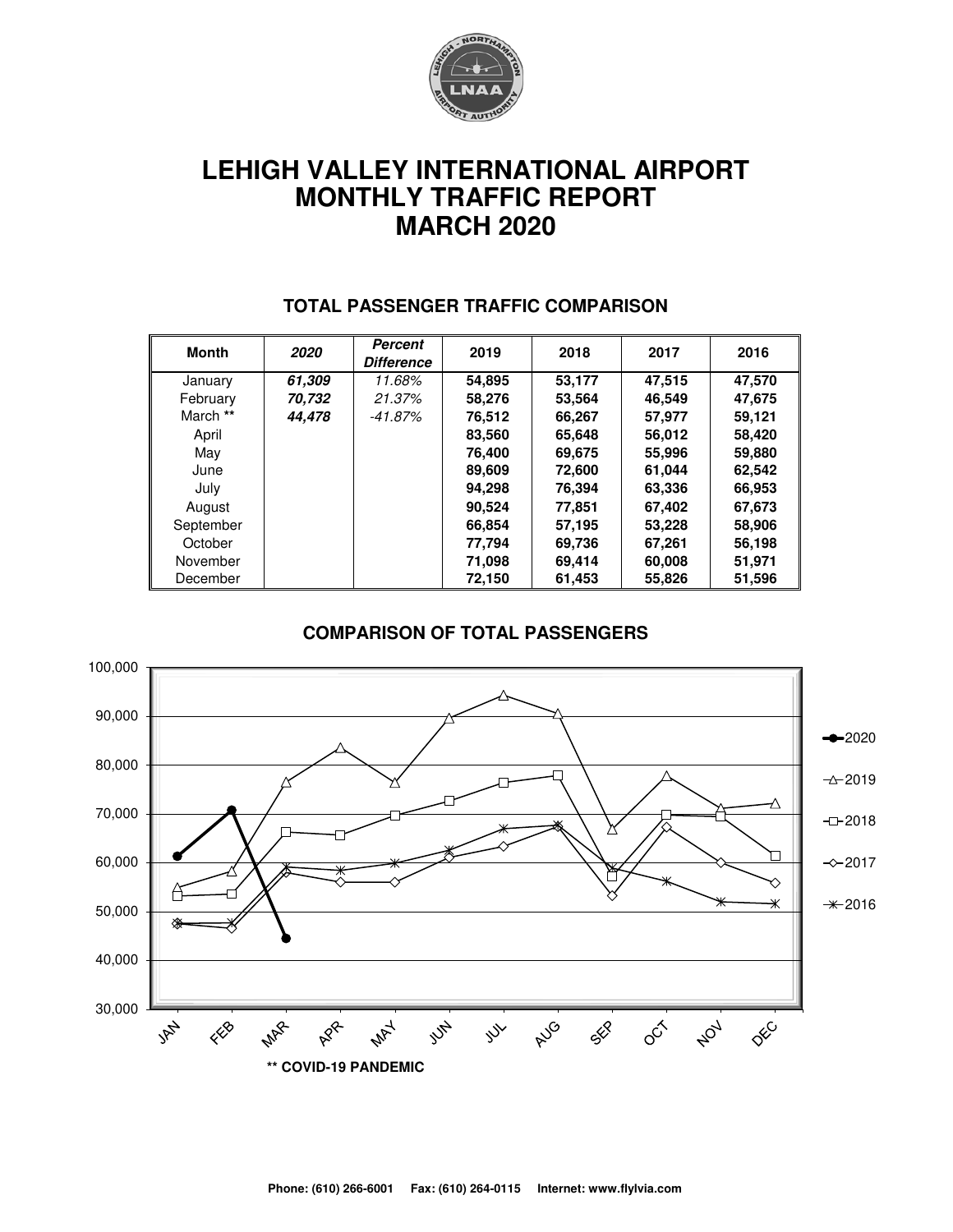# LEHIGH VALLEY INTERNATIONAL AIRPORT
# MONTHLY TRAFFIC REPORT
# MARCH 2020

## TOTAL PASSENGER TRAFFIC COMPARISON

| Month | *2020* | *Percent Difference* | 2019 | 2018 | 2017 | 2016 |
|---|---|---|---|---|---|---|
| January | ***61,309*** | *11.68%* | **54,895** | **53,177** | **47,515** | **47,570** |
| February | ***70,732*** | *21.37%* | **58,276** | **53,564** | **46,549** | **47,675** |
| March ** | ***44,478*** | *-41.87%* | **76,512** | **66,267** | **57,977** | **59,121** |
| April | | | **83,560** | **65,648** | **56,012** | **58,420** |
| May | | | **76,400** | **69,675** | **55,996** | **59,880** |
| June | | | **89,609** | **72,600** | **61,044** | **62,542** |
| July | | | **94,298** | **76,394** | **63,336** | **66,953** |
| August | | | **90,524** | **77,851** | **67,402** | **67,673** |
| September | | | **66,854** | **57,195** | **53,228** | **58,906** |
| October | | | **77,794** | **69,736** | **67,261** | **56,198** |
| November | | | **71,098** | **69,414** | **60,008** | **51,971** |
| December | | | **72,150** | **61,453** | **55,826** | **51,596** |

## COMPARISON OF TOTAL PASSENGERS

**** COVID-19 PANDEMIC**

**Phone: (610) 266-6001 Fax: (610) 264-0115 Internet: www.flylvia.com**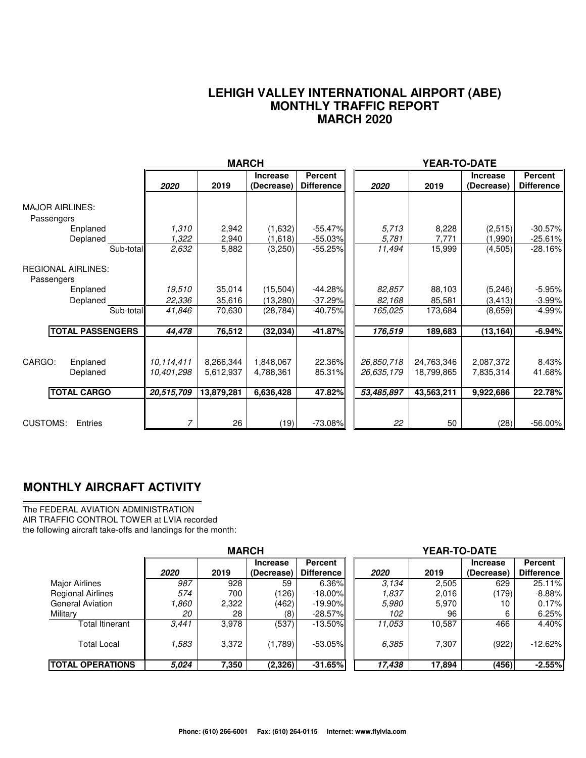# LEHIGH VALLEY INTERNATIONAL AIRPORT (ABE)
## MONTHLY TRAFFIC REPORT
## MARCH 2020

| | MARCH | | | | YEAR-TO-DATE | | | |
|---|---|---|---|---|---|---|---|---|
| | *2020* | 2019 | Increase (Decrease) | Percent Difference | *2020* | 2019 | Increase (Decrease) | Percent Difference |
| MAJOR AIRLINES: | | | | | | | | |
| Passengers | | | | | | | | |
| Enplaned | *1,310* | 2,942 | (1,632) | -55.47% | *5,713* | 8,228 | (2,515) | -30.57% |
| Deplaned | *1,322* | 2,940 | (1,618) | -55.03% | *5,781* | 7,771 | (1,990) | -25.61% |
| Sub-total | *2,632* | 5,882 | (3,250) | -55.25% | *11,494* | 15,999 | (4,505) | -28.16% |
| REGIONAL AIRLINES: | | | | | | | | |
| Passengers | | | | | | | | |
| Enplaned | *19,510* | 35,014 | (15,504) | -44.28% | *82,857* | 88,103 | (5,246) | -5.95% |
| Deplaned | *22,336* | 35,616 | (13,280) | -37.29% | *82,168* | 85,581 | (3,413) | -3.99% |
| Sub-total | *41,846* | 70,630 | (28,784) | -40.75% | *165,025* | 173,684 | (8,659) | -4.99% |
| **TOTAL PASSENGERS** | ***44,478*** | **76,512** | **(32,034)** | **-41.87%** | ***176,519*** | **189,683** | **(13,164)** | **-6.94%** |
| CARGO: Enplaned | *10,114,411* | 8,266,344 | 1,848,067 | 22.36% | *26,850,718* | 24,763,346 | 2,087,372 | 8.43% |
| Deplaned | *10,401,298* | 5,612,937 | 4,788,361 | 85.31% | *26,635,179* | 18,799,865 | 7,835,314 | 41.68% |
| **TOTAL CARGO** | ***20,515,709*** | **13,879,281** | **6,636,428** | **47.82%** | ***53,485,897*** | **43,563,211** | **9,922,686** | **22.78%** |
| CUSTOMS: Entries | *7* | 26 | (19) | -73.08% | *22* | 50 | (28) | -56.00% |

## MONTHLY AIRCRAFT ACTIVITY

The FEDERAL AVIATION ADMINISTRATION
AIR TRAFFIC CONTROL TOWER at LVIA recorded
the following aircraft take-offs and landings for the month:

| | MARCH | | | | YEAR-TO-DATE | | | |
|---|---|---|---|---|---|---|---|---|
| | *2020* | 2019 | Increase (Decrease) | Percent Difference | *2020* | 2019 | Increase (Decrease) | Percent Difference |
| Major Airlines | *987* | 928 | 59 | 6.36% | *3,134* | 2,505 | 629 | 25.11% |
| Regional Airlines | *574* | 700 | (126) | -18.00% | *1,837* | 2,016 | (179) | -8.88% |
| General Aviation | *1,860* | 2,322 | (462) | -19.90% | *5,980* | 5,970 | 10 | 0.17% |
| Military | *20* | 28 | (8) | -28.57% | *102* | 96 | 6 | 6.25% |
| Total Itinerant | *3,441* | 3,978 | (537) | -13.50% | *11,053* | 10,587 | 466 | 4.40% |
| Total Local | *1,583* | 3,372 | (1,789) | -53.05% | *6,385* | 7,307 | (922) | -12.62% |
| **TOTAL OPERATIONS** | ***5,024*** | **7,350** | **(2,326)** | **-31.65%** | ***17,438*** | **17,894** | **(456)** | **-2.55%** |

**Phone: (610) 266-6001 Fax: (610) 264-0115 Internet: www.flylvia.com**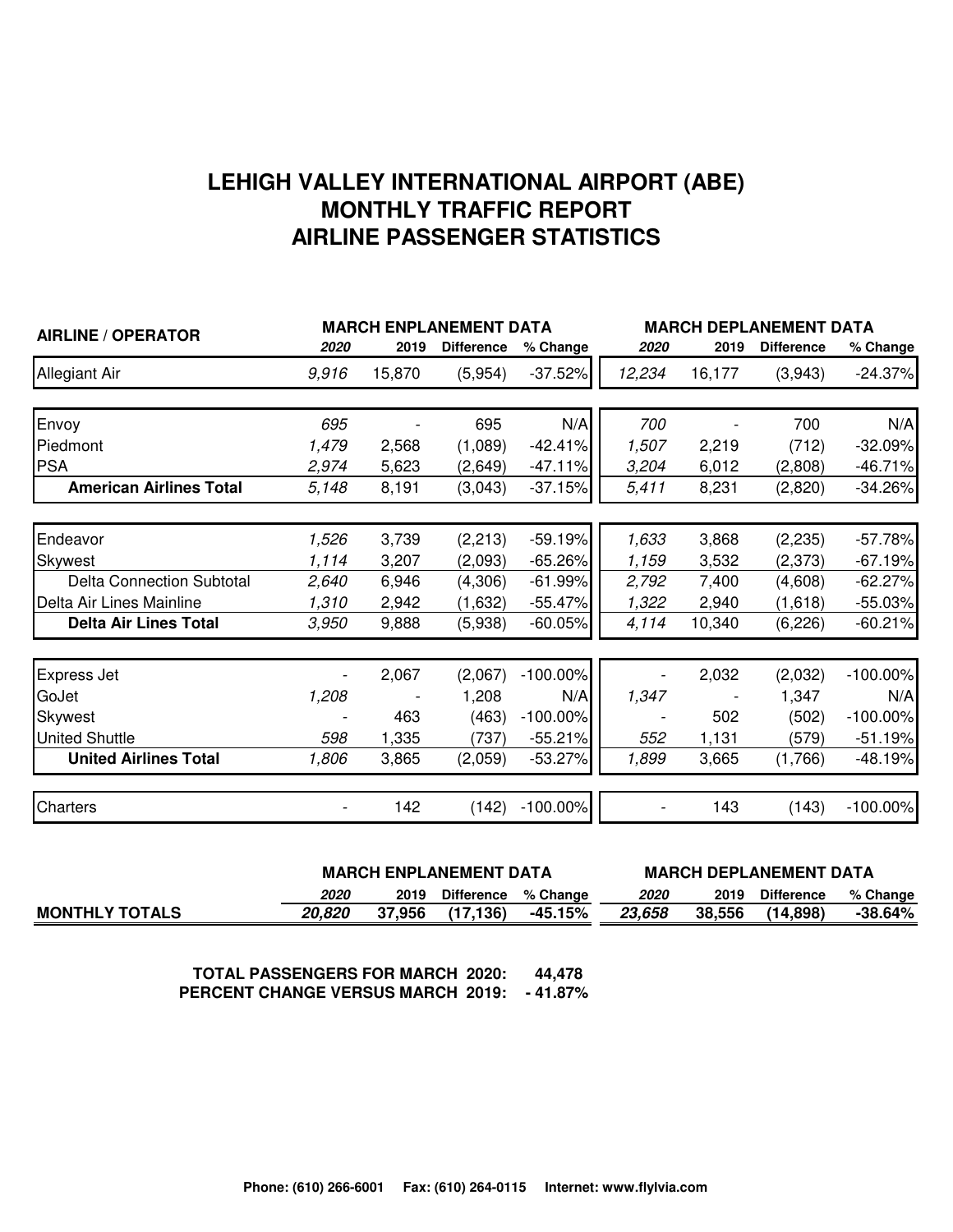# LEHIGH VALLEY INTERNATIONAL AIRPORT (ABE)
# MONTHLY TRAFFIC REPORT
# AIRLINE PASSENGER STATISTICS

| AIRLINE / OPERATOR | MARCH ENPLANEMENT DATA | | | | MARCH DEPLANEMENT DATA | | | |
|---|---|---|---|---|---|---|---|---|
| | *2020* | 2019 | Difference | % Change | *2020* | 2019 | Difference | % Change |
| Allegiant Air | *9,916* | 15,870 | (5,954) | -37.52% | *12,234* | 16,177 | (3,943) | -24.37% |
| Envoy | *695* | - | 695 | N/A | *700* | - | 700 | N/A |
| Piedmont | *1,479* | 2,568 | (1,089) | -42.41% | *1,507* | 2,219 | (712) | -32.09% |
| PSA | *2,974* | 5,623 | (2,649) | -47.11% | *3,204* | 6,012 | (2,808) | -46.71% |
| **American Airlines Total** | *5,148* | 8,191 | (3,043) | -37.15% | *5,411* | 8,231 | (2,820) | -34.26% |
| Endeavor | *1,526* | 3,739 | (2,213) | -59.19% | *1,633* | 3,868 | (2,235) | -57.78% |
| Skywest | *1,114* | 3,207 | (2,093) | -65.26% | *1,159* | 3,532 | (2,373) | -67.19% |
| Delta Connection Subtotal | *2,640* | 6,946 | (4,306) | -61.99% | *2,792* | 7,400 | (4,608) | -62.27% |
| Delta Air Lines Mainline | *1,310* | 2,942 | (1,632) | -55.47% | *1,322* | 2,940 | (1,618) | -55.03% |
| **Delta Air Lines Total** | *3,950* | 9,888 | (5,938) | -60.05% | *4,114* | 10,340 | (6,226) | -60.21% |
| Express Jet | - | 2,067 | (2,067) | -100.00% | - | 2,032 | (2,032) | -100.00% |
| GoJet | *1,208* | - | 1,208 | N/A | *1,347* | - | 1,347 | N/A |
| Skywest | - | 463 | (463) | -100.00% | - | 502 | (502) | -100.00% |
| United Shuttle | *598* | 1,335 | (737) | -55.21% | *552* | 1,131 | (579) | -51.19% |
| **United Airlines Total** | *1,806* | 3,865 | (2,059) | -53.27% | *1,899* | 3,665 | (1,766) | -48.19% |
| Charters | - | 142 | (142) | -100.00% | - | 143 | (143) | -100.00% |

| | MARCH ENPLANEMENT DATA | | | | MARCH DEPLANEMENT DATA | | | |
|---|---|---|---|---|---|---|---|---|
| | *2020* | 2019 | Difference | % Change | *2020* | 2019 | Difference | % Change |
| **MONTHLY TOTALS** | ***20,820*** | **37,956** | **(17,136)** | **-45.15%** | ***23,658*** | **38,556** | **(14,898)** | **-38.64%** |

**TOTAL PASSENGERS FOR MARCH 2020: 44,478**

**PERCENT CHANGE VERSUS MARCH 2019: - 41.87%**

**Phone: (610) 266-6001 Fax: (610) 264-0115 Internet: www.flylvia.com**